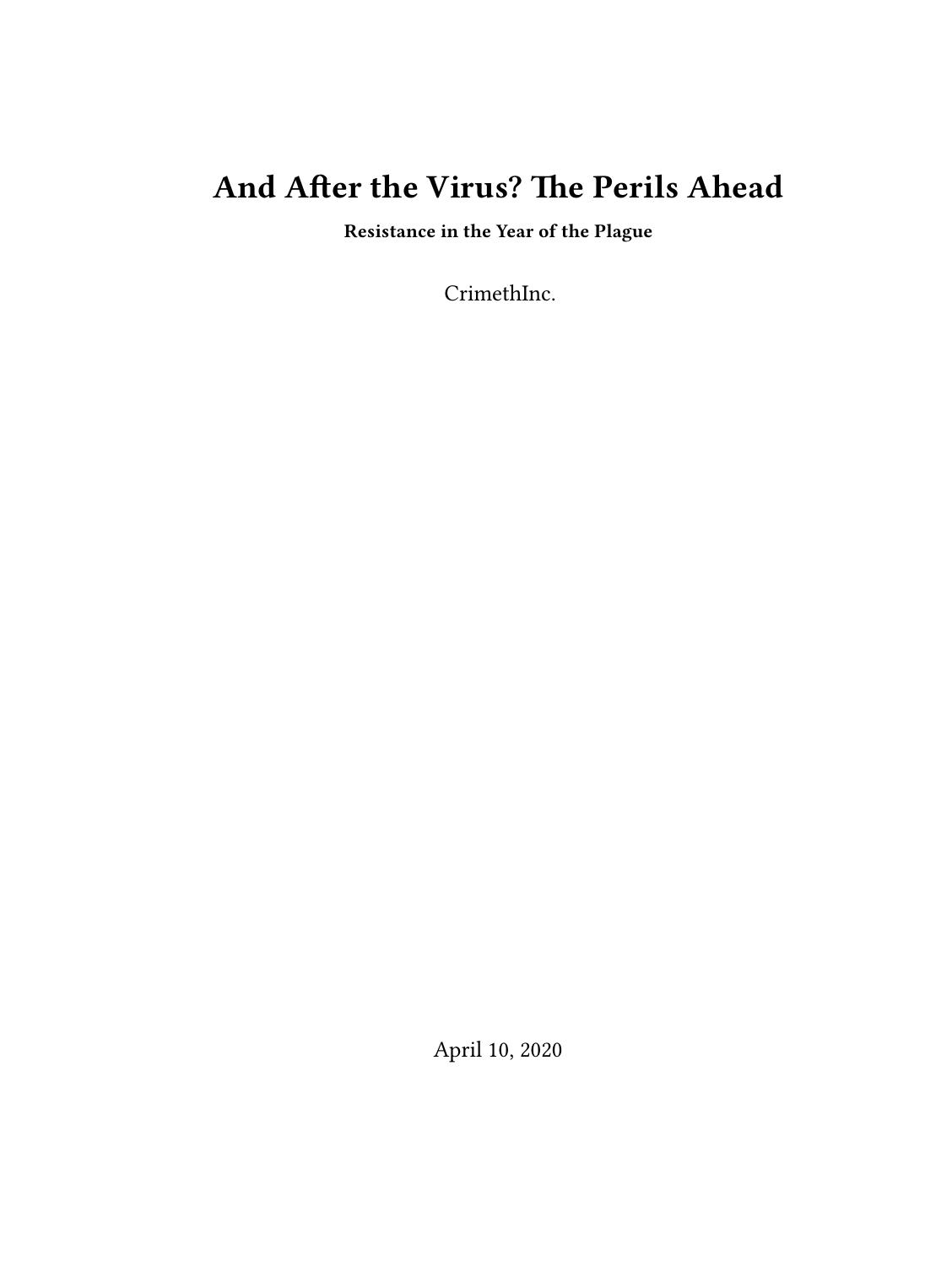# And After the Virus? The Perils Ahead

**Resistance in the Year of the Plague**

CrimethInc.

April 10, 2020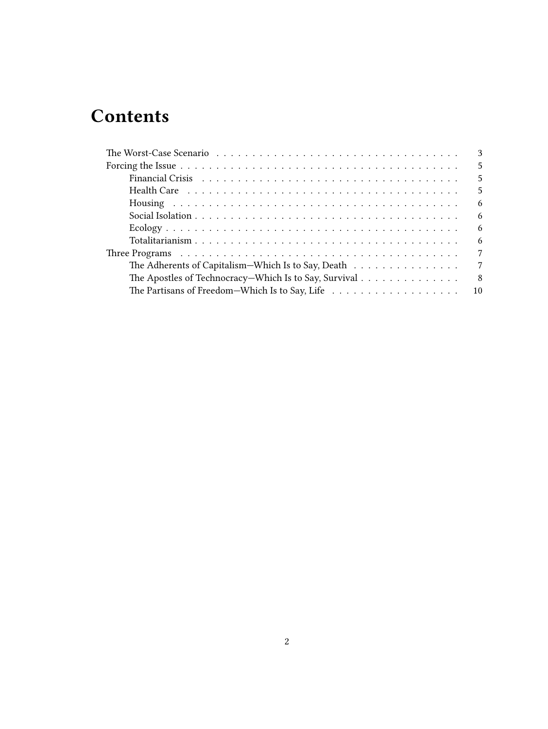# Contents

- The Worst-Case Scenario 3
- Forcing the Issue 5
  - Financial Crisis 5
  - Health Care 5
  - Housing 6
  - Social Isolation 6
  - Ecology 6
  - Totalitarianism 6
- Three Programs 7
  - The Adherents of Capitalism—Which Is to Say, Death 7
  - The Apostles of Technocracy—Which Is to Say, Survival 8
  - The Partisans of Freedom—Which Is to Say, Life 10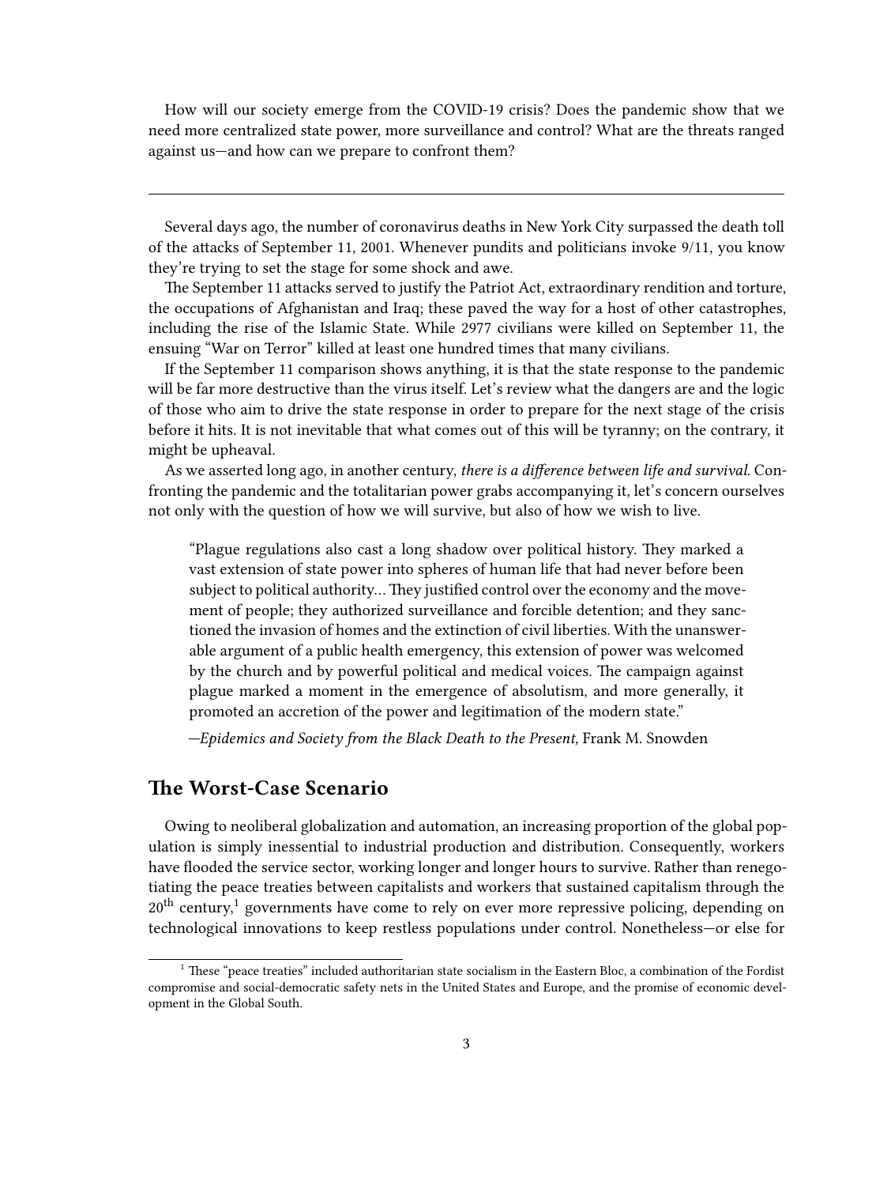How will our society emerge from the COVID-19 crisis? Does the pandemic show that we need more centralized state power, more surveillance and control? What are the threats ranged against us—and how can we prepare to confront them?

---

Several days ago, the number of coronavirus deaths in New York City surpassed the death toll of the attacks of September 11, 2001. Whenever pundits and politicians invoke 9/11, you know they're trying to set the stage for some shock and awe.

The September 11 attacks served to justify the Patriot Act, extraordinary rendition and torture, the occupations of Afghanistan and Iraq; these paved the way for a host of other catastrophes, including the rise of the Islamic State. While 2977 civilians were killed on September 11, the ensuing "War on Terror" killed at least one hundred times that many civilians.

If the September 11 comparison shows anything, it is that the state response to the pandemic will be far more destructive than the virus itself. Let's review what the dangers are and the logic of those who aim to drive the state response in order to prepare for the next stage of the crisis before it hits. It is not inevitable that what comes out of this will be tyranny; on the contrary, it might be upheaval.

As we asserted long ago, in another century, *there is a difference between life and survival.* Confronting the pandemic and the totalitarian power grabs accompanying it, let's concern ourselves not only with the question of how we will survive, but also of how we wish to live.

> "Plague regulations also cast a long shadow over political history. They marked a vast extension of state power into spheres of human life that had never before been subject to political authority… They justified control over the economy and the movement of people; they authorized surveillance and forcible detention; and they sanctioned the invasion of homes and the extinction of civil liberties. With the unanswerable argument of a public health emergency, this extension of power was welcomed by the church and by powerful political and medical voices. The campaign against plague marked a moment in the emergence of absolutism, and more generally, it promoted an accretion of the power and legitimation of the modern state."
>
> —*Epidemics and Society from the Black Death to the Present,* Frank M. Snowden

## The Worst-Case Scenario

Owing to neoliberal globalization and automation, an increasing proportion of the global population is simply inessential to industrial production and distribution. Consequently, workers have flooded the service sector, working longer and longer hours to survive. Rather than renegotiating the peace treaties between capitalists and workers that sustained capitalism through the 20th century,[1] governments have come to rely on ever more repressive policing, depending on technological innovations to keep restless populations under control. Nonetheless—or else for

[1] These "peace treaties" included authoritarian state socialism in the Eastern Bloc, a combination of the Fordist compromise and social-democratic safety nets in the United States and Europe, and the promise of economic development in the Global South.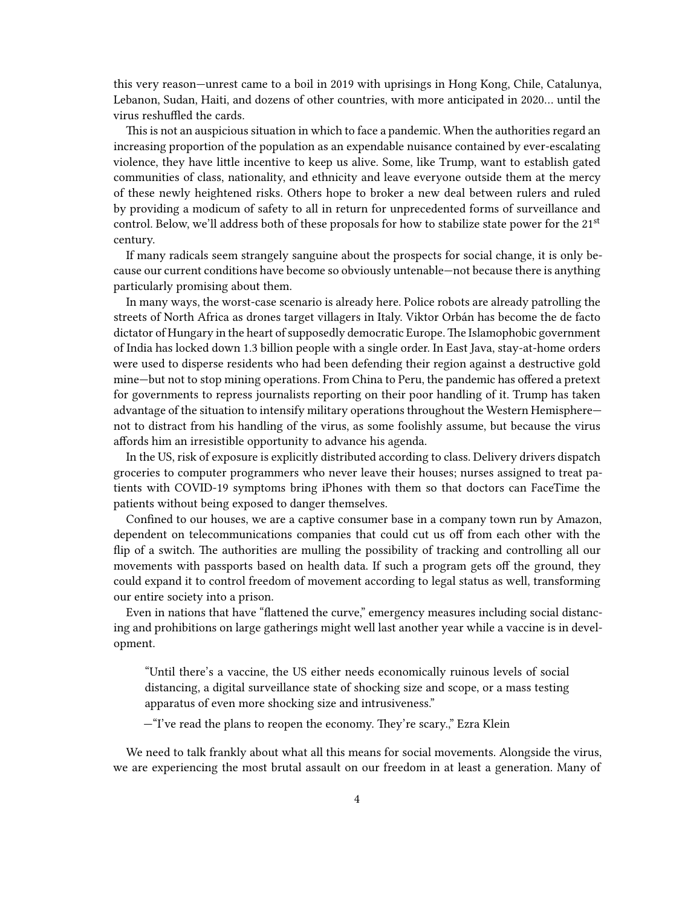this very reason—unrest came to a boil in 2019 with uprisings in Hong Kong, Chile, Catalunya, Lebanon, Sudan, Haiti, and dozens of other countries, with more anticipated in 2020… until the virus reshuffled the cards.

This is not an auspicious situation in which to face a pandemic. When the authorities regard an increasing proportion of the population as an expendable nuisance contained by ever-escalating violence, they have little incentive to keep us alive. Some, like Trump, want to establish gated communities of class, nationality, and ethnicity and leave everyone outside them at the mercy of these newly heightened risks. Others hope to broker a new deal between rulers and ruled by providing a modicum of safety to all in return for unprecedented forms of surveillance and control. Below, we'll address both of these proposals for how to stabilize state power for the 21st century.

If many radicals seem strangely sanguine about the prospects for social change, it is only because our current conditions have become so obviously untenable—not because there is anything particularly promising about them.

In many ways, the worst-case scenario is already here. Police robots are already patrolling the streets of North Africa as drones target villagers in Italy. Viktor Orbán has become the de facto dictator of Hungary in the heart of supposedly democratic Europe. The Islamophobic government of India has locked down 1.3 billion people with a single order. In East Java, stay-at-home orders were used to disperse residents who had been defending their region against a destructive gold mine—but not to stop mining operations. From China to Peru, the pandemic has offered a pretext for governments to repress journalists reporting on their poor handling of it. Trump has taken advantage of the situation to intensify military operations throughout the Western Hemisphere—not to distract from his handling of the virus, as some foolishly assume, but because the virus affords him an irresistible opportunity to advance his agenda.

In the US, risk of exposure is explicitly distributed according to class. Delivery drivers dispatch groceries to computer programmers who never leave their houses; nurses assigned to treat patients with COVID-19 symptoms bring iPhones with them so that doctors can FaceTime the patients without being exposed to danger themselves.

Confined to our houses, we are a captive consumer base in a company town run by Amazon, dependent on telecommunications companies that could cut us off from each other with the flip of a switch. The authorities are mulling the possibility of tracking and controlling all our movements with passports based on health data. If such a program gets off the ground, they could expand it to control freedom of movement according to legal status as well, transforming our entire society into a prison.

Even in nations that have "flattened the curve," emergency measures including social distancing and prohibitions on large gatherings might well last another year while a vaccine is in development.

> "Until there's a vaccine, the US either needs economically ruinous levels of social distancing, a digital surveillance state of shocking size and scope, or a mass testing apparatus of even more shocking size and intrusiveness."
>
> —"I've read the plans to reopen the economy. They're scary.," Ezra Klein

We need to talk frankly about what all this means for social movements. Alongside the virus, we are experiencing the most brutal assault on our freedom in at least a generation. Many of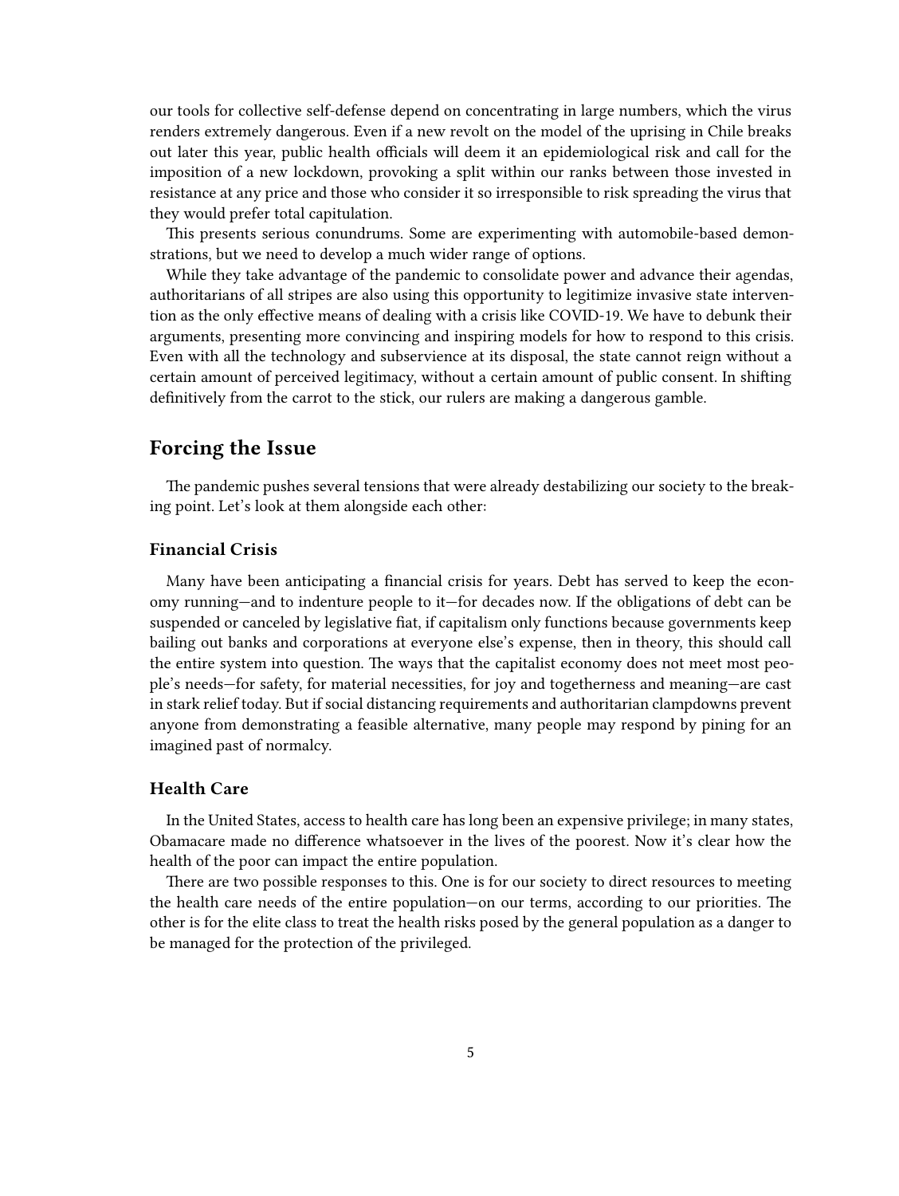our tools for collective self-defense depend on concentrating in large numbers, which the virus renders extremely dangerous. Even if a new revolt on the model of the uprising in Chile breaks out later this year, public health officials will deem it an epidemiological risk and call for the imposition of a new lockdown, provoking a split within our ranks between those invested in resistance at any price and those who consider it so irresponsible to risk spreading the virus that they would prefer total capitulation.

This presents serious conundrums. Some are experimenting with automobile-based demonstrations, but we need to develop a much wider range of options.

While they take advantage of the pandemic to consolidate power and advance their agendas, authoritarians of all stripes are also using this opportunity to legitimize invasive state intervention as the only effective means of dealing with a crisis like COVID-19. We have to debunk their arguments, presenting more convincing and inspiring models for how to respond to this crisis. Even with all the technology and subservience at its disposal, the state cannot reign without a certain amount of perceived legitimacy, without a certain amount of public consent. In shifting definitively from the carrot to the stick, our rulers are making a dangerous gamble.

## Forcing the Issue

The pandemic pushes several tensions that were already destabilizing our society to the breaking point. Let's look at them alongside each other:

### Financial Crisis

Many have been anticipating a financial crisis for years. Debt has served to keep the economy running—and to indenture people to it—for decades now. If the obligations of debt can be suspended or canceled by legislative fiat, if capitalism only functions because governments keep bailing out banks and corporations at everyone else's expense, then in theory, this should call the entire system into question. The ways that the capitalist economy does not meet most people's needs—for safety, for material necessities, for joy and togetherness and meaning—are cast in stark relief today. But if social distancing requirements and authoritarian clampdowns prevent anyone from demonstrating a feasible alternative, many people may respond by pining for an imagined past of normalcy.

### Health Care

In the United States, access to health care has long been an expensive privilege; in many states, Obamacare made no difference whatsoever in the lives of the poorest. Now it's clear how the health of the poor can impact the entire population.

There are two possible responses to this. One is for our society to direct resources to meeting the health care needs of the entire population—on our terms, according to our priorities. The other is for the elite class to treat the health risks posed by the general population as a danger to be managed for the protection of the privileged.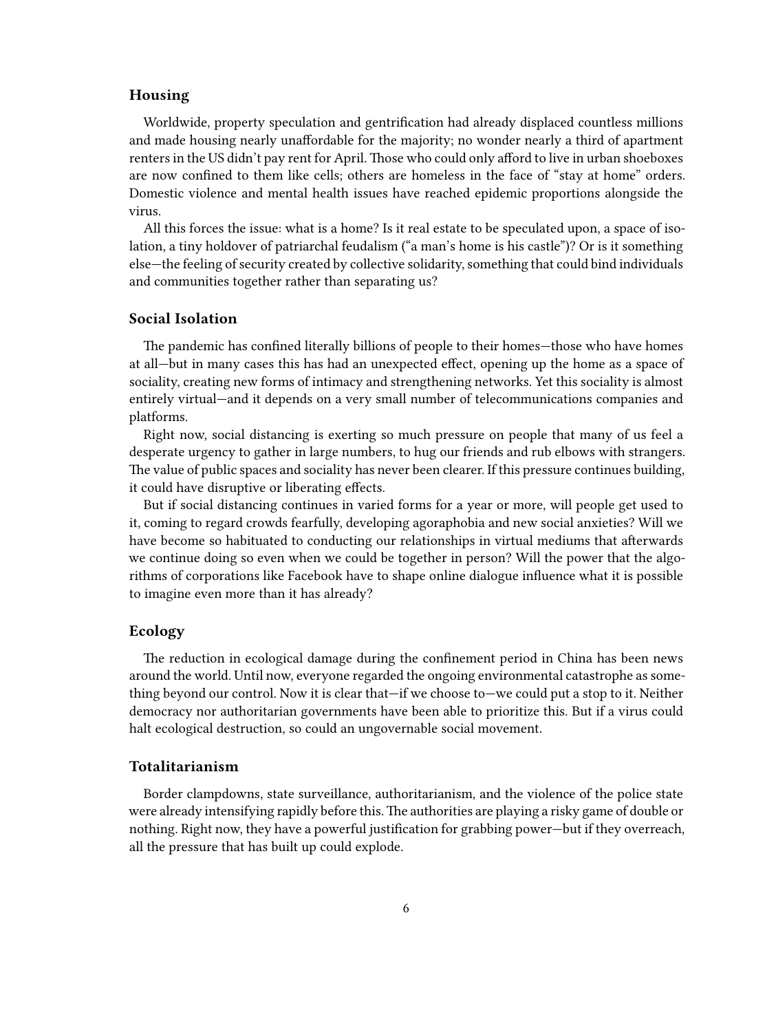### Housing

Worldwide, property speculation and gentrification had already displaced countless millions and made housing nearly unaffordable for the majority; no wonder nearly a third of apartment renters in the US didn't pay rent for April. Those who could only afford to live in urban shoeboxes are now confined to them like cells; others are homeless in the face of "stay at home" orders. Domestic violence and mental health issues have reached epidemic proportions alongside the virus.

All this forces the issue: what is a home? Is it real estate to be speculated upon, a space of isolation, a tiny holdover of patriarchal feudalism ("a man's home is his castle")? Or is it something else—the feeling of security created by collective solidarity, something that could bind individuals and communities together rather than separating us?

### Social Isolation

The pandemic has confined literally billions of people to their homes—those who have homes at all—but in many cases this has had an unexpected effect, opening up the home as a space of sociality, creating new forms of intimacy and strengthening networks. Yet this sociality is almost entirely virtual—and it depends on a very small number of telecommunications companies and platforms.

Right now, social distancing is exerting so much pressure on people that many of us feel a desperate urgency to gather in large numbers, to hug our friends and rub elbows with strangers. The value of public spaces and sociality has never been clearer. If this pressure continues building, it could have disruptive or liberating effects.

But if social distancing continues in varied forms for a year or more, will people get used to it, coming to regard crowds fearfully, developing agoraphobia and new social anxieties? Will we have become so habituated to conducting our relationships in virtual mediums that afterwards we continue doing so even when we could be together in person? Will the power that the algorithms of corporations like Facebook have to shape online dialogue influence what it is possible to imagine even more than it has already?

### Ecology

The reduction in ecological damage during the confinement period in China has been news around the world. Until now, everyone regarded the ongoing environmental catastrophe as something beyond our control. Now it is clear that—if we choose to—we could put a stop to it. Neither democracy nor authoritarian governments have been able to prioritize this. But if a virus could halt ecological destruction, so could an ungovernable social movement.

### Totalitarianism

Border clampdowns, state surveillance, authoritarianism, and the violence of the police state were already intensifying rapidly before this. The authorities are playing a risky game of double or nothing. Right now, they have a powerful justification for grabbing power—but if they overreach, all the pressure that has built up could explode.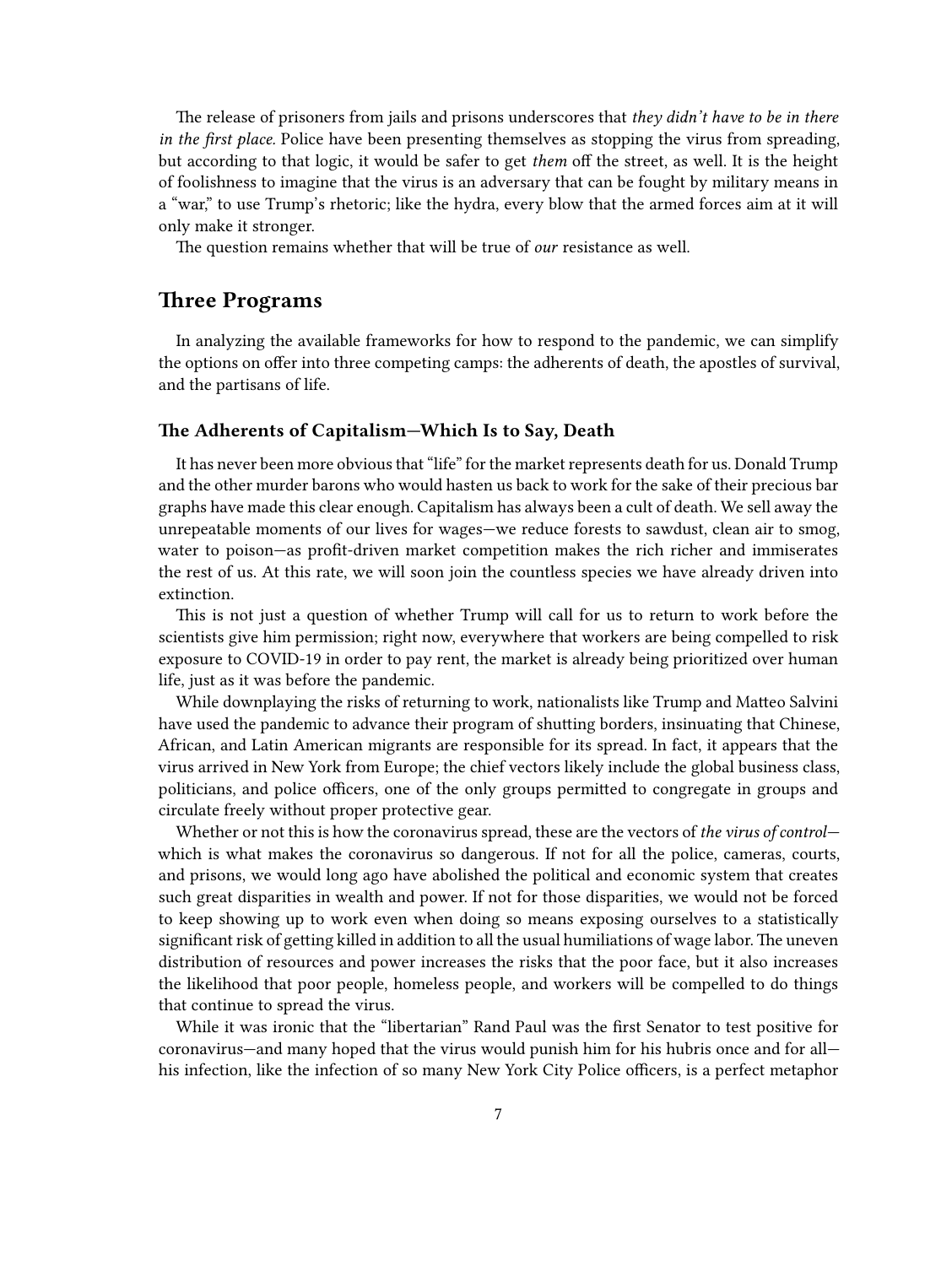The release of prisoners from jails and prisons underscores that *they didn't have to be in there in the first place.* Police have been presenting themselves as stopping the virus from spreading, but according to that logic, it would be safer to get *them* off the street, as well. It is the height of foolishness to imagine that the virus is an adversary that can be fought by military means in a "war," to use Trump's rhetoric; like the hydra, every blow that the armed forces aim at it will only make it stronger.

The question remains whether that will be true of *our* resistance as well.

## Three Programs

In analyzing the available frameworks for how to respond to the pandemic, we can simplify the options on offer into three competing camps: the adherents of death, the apostles of survival, and the partisans of life.

### The Adherents of Capitalism—Which Is to Say, Death

It has never been more obvious that "life" for the market represents death for us. Donald Trump and the other murder barons who would hasten us back to work for the sake of their precious bar graphs have made this clear enough. Capitalism has always been a cult of death. We sell away the unrepeatable moments of our lives for wages—we reduce forests to sawdust, clean air to smog, water to poison—as profit-driven market competition makes the rich richer and immiserates the rest of us. At this rate, we will soon join the countless species we have already driven into extinction.

This is not just a question of whether Trump will call for us to return to work before the scientists give him permission; right now, everywhere that workers are being compelled to risk exposure to COVID-19 in order to pay rent, the market is already being prioritized over human life, just as it was before the pandemic.

While downplaying the risks of returning to work, nationalists like Trump and Matteo Salvini have used the pandemic to advance their program of shutting borders, insinuating that Chinese, African, and Latin American migrants are responsible for its spread. In fact, it appears that the virus arrived in New York from Europe; the chief vectors likely include the global business class, politicians, and police officers, one of the only groups permitted to congregate in groups and circulate freely without proper protective gear.

Whether or not this is how the coronavirus spread, these are the vectors of *the virus of control*—which is what makes the coronavirus so dangerous. If not for all the police, cameras, courts, and prisons, we would long ago have abolished the political and economic system that creates such great disparities in wealth and power. If not for those disparities, we would not be forced to keep showing up to work even when doing so means exposing ourselves to a statistically significant risk of getting killed in addition to all the usual humiliations of wage labor. The uneven distribution of resources and power increases the risks that the poor face, but it also increases the likelihood that poor people, homeless people, and workers will be compelled to do things that continue to spread the virus.

While it was ironic that the "libertarian" Rand Paul was the first Senator to test positive for coronavirus—and many hoped that the virus would punish him for his hubris once and for all—his infection, like the infection of so many New York City Police officers, is a perfect metaphor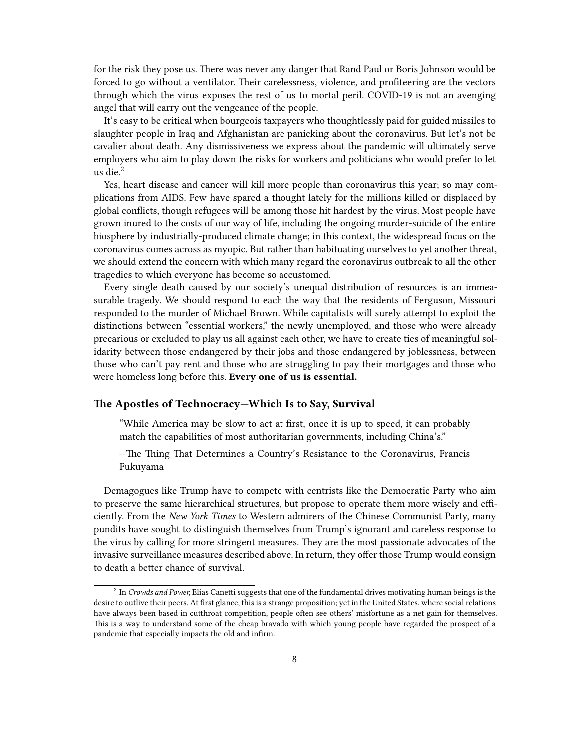for the risk they pose us. There was never any danger that Rand Paul or Boris Johnson would be forced to go without a ventilator. Their carelessness, violence, and profiteering are the vectors through which the virus exposes the rest of us to mortal peril. COVID-19 is not an avenging angel that will carry out the vengeance of the people.

It's easy to be critical when bourgeois taxpayers who thoughtlessly paid for guided missiles to slaughter people in Iraq and Afghanistan are panicking about the coronavirus. But let's not be cavalier about death. Any dismissiveness we express about the pandemic will ultimately serve employers who aim to play down the risks for workers and politicians who would prefer to let us die.[2]

Yes, heart disease and cancer will kill more people than coronavirus this year; so may complications from AIDS. Few have spared a thought lately for the millions killed or displaced by global conflicts, though refugees will be among those hit hardest by the virus. Most people have grown inured to the costs of our way of life, including the ongoing murder-suicide of the entire biosphere by industrially-produced climate change; in this context, the widespread focus on the coronavirus comes across as myopic. But rather than habituating ourselves to yet another threat, we should extend the concern with which many regard the coronavirus outbreak to all the other tragedies to which everyone has become so accustomed.

Every single death caused by our society's unequal distribution of resources is an immeasurable tragedy. We should respond to each the way that the residents of Ferguson, Missouri responded to the murder of Michael Brown. While capitalists will surely attempt to exploit the distinctions between "essential workers," the newly unemployed, and those who were already precarious or excluded to play us all against each other, we have to create ties of meaningful solidarity between those endangered by their jobs and those endangered by joblessness, between those who can't pay rent and those who are struggling to pay their mortgages and those who were homeless long before this. **Every one of us is essential.**

### The Apostles of Technocracy—Which Is to Say, Survival

> "While America may be slow to act at first, once it is up to speed, it can probably match the capabilities of most authoritarian governments, including China's."
>
> —The Thing That Determines a Country's Resistance to the Coronavirus, Francis Fukuyama

Demagogues like Trump have to compete with centrists like the Democratic Party who aim to preserve the same hierarchical structures, but propose to operate them more wisely and efficiently. From the *New York Times* to Western admirers of the Chinese Communist Party, many pundits have sought to distinguish themselves from Trump's ignorant and careless response to the virus by calling for more stringent measures. They are the most passionate advocates of the invasive surveillance measures described above. In return, they offer those Trump would consign to death a better chance of survival.

---

[2] In *Crowds and Power*, Elias Canetti suggests that one of the fundamental drives motivating human beings is the desire to outlive their peers. At first glance, this is a strange proposition; yet in the United States, where social relations have always been based in cutthroat competition, people often see others' misfortune as a net gain for themselves. This is a way to understand some of the cheap bravado with which young people have regarded the prospect of a pandemic that especially impacts the old and infirm.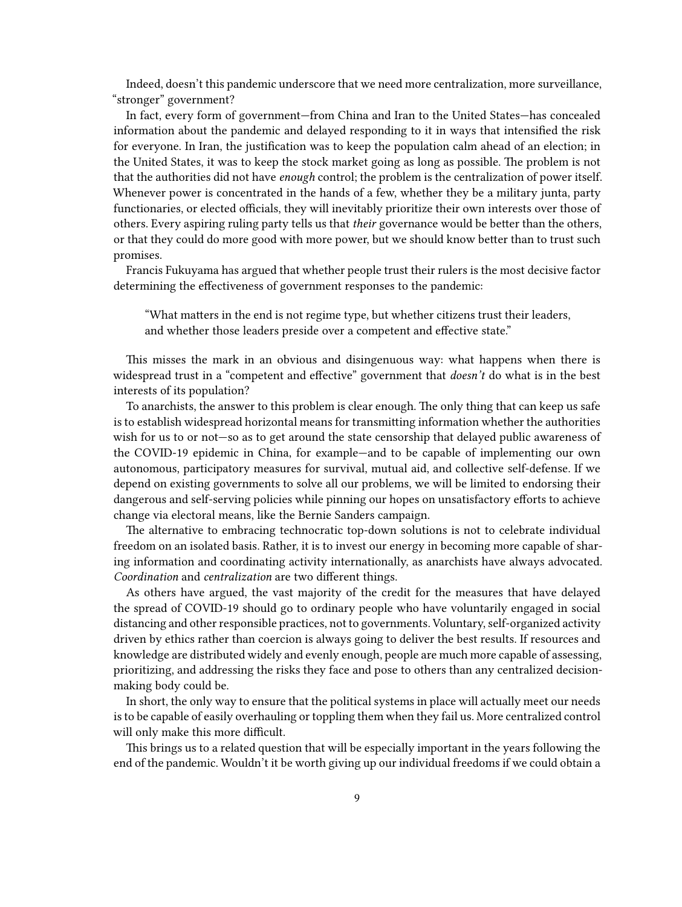Indeed, doesn't this pandemic underscore that we need more centralization, more surveillance, "stronger" government?

In fact, every form of government—from China and Iran to the United States—has concealed information about the pandemic and delayed responding to it in ways that intensified the risk for everyone. In Iran, the justification was to keep the population calm ahead of an election; in the United States, it was to keep the stock market going as long as possible. The problem is not that the authorities did not have *enough* control; the problem is the centralization of power itself. Whenever power is concentrated in the hands of a few, whether they be a military junta, party functionaries, or elected officials, they will inevitably prioritize their own interests over those of others. Every aspiring ruling party tells us that *their* governance would be better than the others, or that they could do more good with more power, but we should know better than to trust such promises.

Francis Fukuyama has argued that whether people trust their rulers is the most decisive factor determining the effectiveness of government responses to the pandemic:

> "What matters in the end is not regime type, but whether citizens trust their leaders, and whether those leaders preside over a competent and effective state."

This misses the mark in an obvious and disingenuous way: what happens when there is widespread trust in a "competent and effective" government that *doesn't* do what is in the best interests of its population?

To anarchists, the answer to this problem is clear enough. The only thing that can keep us safe is to establish widespread horizontal means for transmitting information whether the authorities wish for us to or not—so as to get around the state censorship that delayed public awareness of the COVID-19 epidemic in China, for example—and to be capable of implementing our own autonomous, participatory measures for survival, mutual aid, and collective self-defense. If we depend on existing governments to solve all our problems, we will be limited to endorsing their dangerous and self-serving policies while pinning our hopes on unsatisfactory efforts to achieve change via electoral means, like the Bernie Sanders campaign.

The alternative to embracing technocratic top-down solutions is not to celebrate individual freedom on an isolated basis. Rather, it is to invest our energy in becoming more capable of sharing information and coordinating activity internationally, as anarchists have always advocated. *Coordination* and *centralization* are two different things.

As others have argued, the vast majority of the credit for the measures that have delayed the spread of COVID-19 should go to ordinary people who have voluntarily engaged in social distancing and other responsible practices, not to governments. Voluntary, self-organized activity driven by ethics rather than coercion is always going to deliver the best results. If resources and knowledge are distributed widely and evenly enough, people are much more capable of assessing, prioritizing, and addressing the risks they face and pose to others than any centralized decision-making body could be.

In short, the only way to ensure that the political systems in place will actually meet our needs is to be capable of easily overhauling or toppling them when they fail us. More centralized control will only make this more difficult.

This brings us to a related question that will be especially important in the years following the end of the pandemic. Wouldn't it be worth giving up our individual freedoms if we could obtain a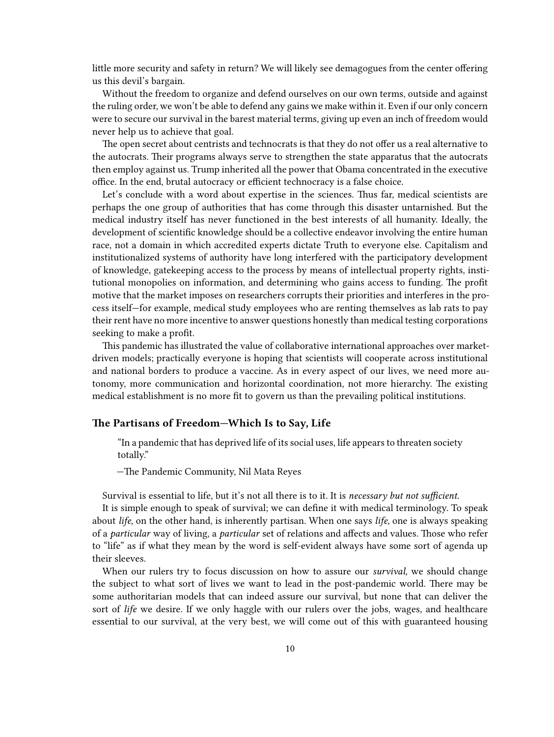little more security and safety in return? We will likely see demagogues from the center offering us this devil's bargain.

Without the freedom to organize and defend ourselves on our own terms, outside and against the ruling order, we won't be able to defend any gains we make within it. Even if our only concern were to secure our survival in the barest material terms, giving up even an inch of freedom would never help us to achieve that goal.

The open secret about centrists and technocrats is that they do not offer us a real alternative to the autocrats. Their programs always serve to strengthen the state apparatus that the autocrats then employ against us. Trump inherited all the power that Obama concentrated in the executive office. In the end, brutal autocracy or efficient technocracy is a false choice.

Let's conclude with a word about expertise in the sciences. Thus far, medical scientists are perhaps the one group of authorities that has come through this disaster untarnished. But the medical industry itself has never functioned in the best interests of all humanity. Ideally, the development of scientific knowledge should be a collective endeavor involving the entire human race, not a domain in which accredited experts dictate Truth to everyone else. Capitalism and institutionalized systems of authority have long interfered with the participatory development of knowledge, gatekeeping access to the process by means of intellectual property rights, institutional monopolies on information, and determining who gains access to funding. The profit motive that the market imposes on researchers corrupts their priorities and interferes in the process itself—for example, medical study employees who are renting themselves as lab rats to pay their rent have no more incentive to answer questions honestly than medical testing corporations seeking to make a profit.

This pandemic has illustrated the value of collaborative international approaches over market-driven models; practically everyone is hoping that scientists will cooperate across institutional and national borders to produce a vaccine. As in every aspect of our lives, we need more autonomy, more communication and horizontal coordination, not more hierarchy. The existing medical establishment is no more fit to govern us than the prevailing political institutions.

### The Partisans of Freedom—Which Is to Say, Life

> "In a pandemic that has deprived life of its social uses, life appears to threaten society totally."
>
> —The Pandemic Community, Nil Mata Reyes

Survival is essential to life, but it's not all there is to it. It is *necessary but not sufficient.*

It is simple enough to speak of survival; we can define it with medical terminology. To speak about *life,* on the other hand, is inherently partisan. When one says *life,* one is always speaking of a *particular* way of living, a *particular* set of relations and affects and values. Those who refer to "life" as if what they mean by the word is self-evident always have some sort of agenda up their sleeves.

When our rulers try to focus discussion on how to assure our *survival,* we should change the subject to what sort of lives we want to lead in the post-pandemic world. There may be some authoritarian models that can indeed assure our survival, but none that can deliver the sort of *life* we desire. If we only haggle with our rulers over the jobs, wages, and healthcare essential to our survival, at the very best, we will come out of this with guaranteed housing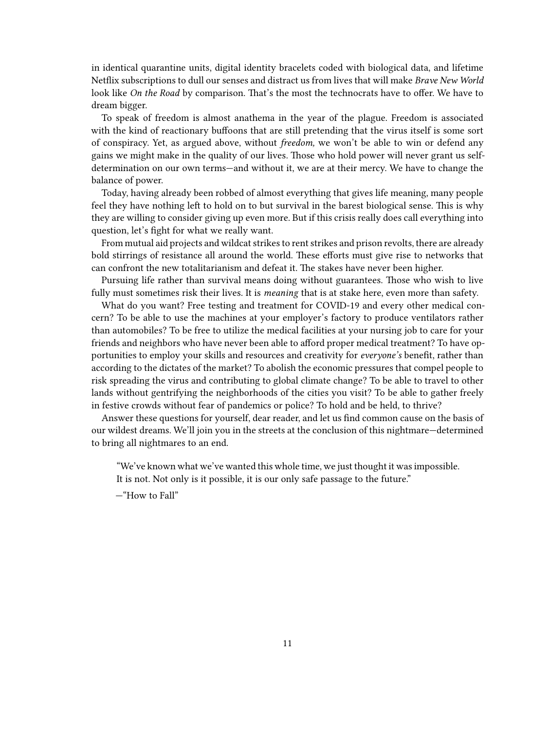in identical quarantine units, digital identity bracelets coded with biological data, and lifetime Netflix subscriptions to dull our senses and distract us from lives that will make *Brave New World* look like *On the Road* by comparison. That's the most the technocrats have to offer. We have to dream bigger.

To speak of freedom is almost anathema in the year of the plague. Freedom is associated with the kind of reactionary buffoons that are still pretending that the virus itself is some sort of conspiracy. Yet, as argued above, without *freedom,* we won't be able to win or defend any gains we might make in the quality of our lives. Those who hold power will never grant us self-determination on our own terms—and without it, we are at their mercy. We have to change the balance of power.

Today, having already been robbed of almost everything that gives life meaning, many people feel they have nothing left to hold on to but survival in the barest biological sense. This is why they are willing to consider giving up even more. But if this crisis really does call everything into question, let's fight for what we really want.

From mutual aid projects and wildcat strikes to rent strikes and prison revolts, there are already bold stirrings of resistance all around the world. These efforts must give rise to networks that can confront the new totalitarianism and defeat it. The stakes have never been higher.

Pursuing life rather than survival means doing without guarantees. Those who wish to live fully must sometimes risk their lives. It is *meaning* that is at stake here, even more than safety.

What do you want? Free testing and treatment for COVID-19 and every other medical concern? To be able to use the machines at your employer's factory to produce ventilators rather than automobiles? To be free to utilize the medical facilities at your nursing job to care for your friends and neighbors who have never been able to afford proper medical treatment? To have opportunities to employ your skills and resources and creativity for *everyone's* benefit, rather than according to the dictates of the market? To abolish the economic pressures that compel people to risk spreading the virus and contributing to global climate change? To be able to travel to other lands without gentrifying the neighborhoods of the cities you visit? To be able to gather freely in festive crowds without fear of pandemics or police? To hold and be held, to thrive?

Answer these questions for yourself, dear reader, and let us find common cause on the basis of our wildest dreams. We'll join you in the streets at the conclusion of this nightmare—determined to bring all nightmares to an end.

> "We've known what we've wanted this whole time, we just thought it was impossible. It is not. Not only is it possible, it is our only safe passage to the future."
>
> —"How to Fall"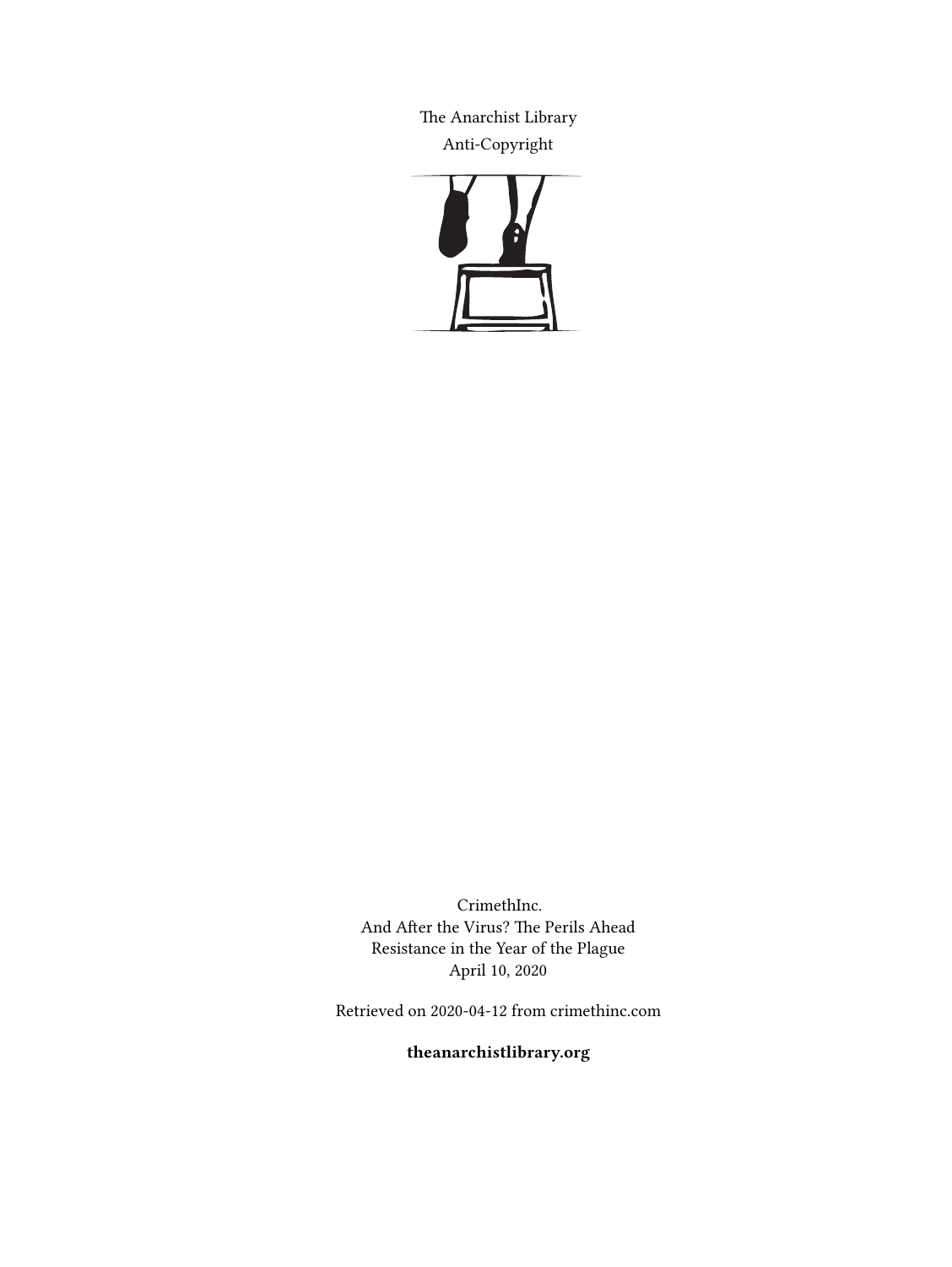The Anarchist Library
Anti-Copyright

CrimethInc.
And After the Virus? The Perils Ahead
Resistance in the Year of the Plague
April 10, 2020

Retrieved on 2020-04-12 from crimethinc.com

**theanarchistlibrary.org**